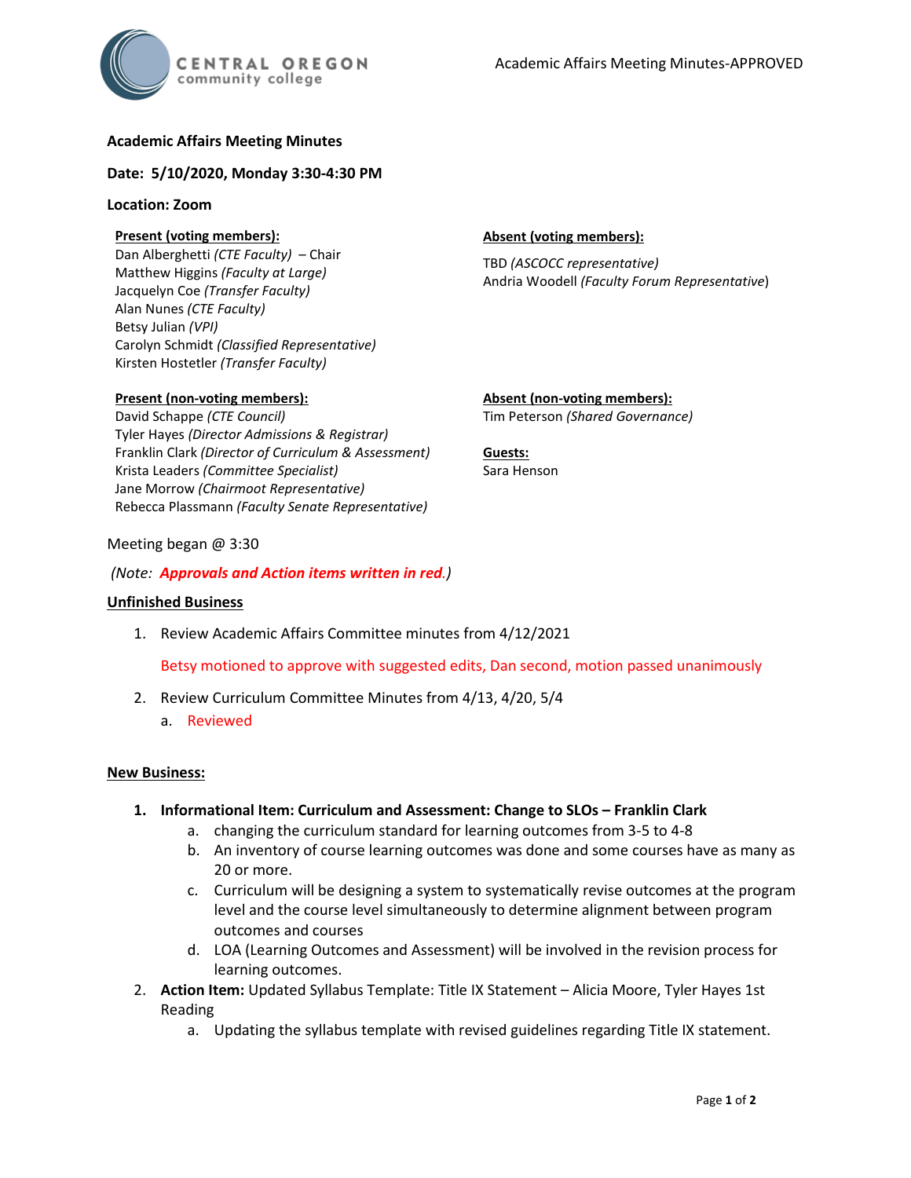**Academic Affairs Meeting Minutes**

**Date: 5/10/2020, Monday 3:30-4:30 PM**

**Location: Zoom**

**Present (voting members):**
Dan Alberghetti *(CTE Faculty)* – Chair
Matthew Higgins *(Faculty at Large)*
Jacquelyn Coe *(Transfer Faculty)*
Alan Nunes *(CTE Faculty)*
Betsy Julian *(VPI)*
Carolyn Schmidt *(Classified Representative)*
Kirsten Hostetler *(Transfer Faculty)*

**Absent (voting members):**
TBD *(ASCOCC representative)*
Andria Woodell *(Faculty Forum Representative)*

**Present (non-voting members):**
David Schappe *(CTE Council)*
Tyler Hayes *(Director Admissions & Registrar)*
Franklin Clark *(Director of Curriculum & Assessment)*
Krista Leaders *(Committee Specialist)*
Jane Morrow *(Chairmoot Representative)*
Rebecca Plassmann *(Faculty Senate Representative)*

**Absent (non-voting members):**
Tim Peterson *(Shared Governance)*

**Guests:**
Sara Henson

Meeting began @ 3:30

*(Note: **Approvals and Action items written in red**.)*

**Unfinished Business**

1. Review Academic Affairs Committee minutes from 4/12/2021

   Betsy motioned to approve with suggested edits, Dan second, motion passed unanimously

2. Review Curriculum Committee Minutes from 4/13, 4/20, 5/4
   a. Reviewed

**New Business:**

1. **Informational Item: Curriculum and Assessment: Change to SLOs – Franklin Clark**
   a. changing the curriculum standard for learning outcomes from 3-5 to 4-8
   b. An inventory of course learning outcomes was done and some courses have as many as 20 or more.
   c. Curriculum will be designing a system to systematically revise outcomes at the program level and the course level simultaneously to determine alignment between program outcomes and courses
   d. LOA (Learning Outcomes and Assessment) will be involved in the revision process for learning outcomes.
2. **Action Item:** Updated Syllabus Template: Title IX Statement – Alicia Moore, Tyler Hayes 1st Reading
   a. Updating the syllabus template with revised guidelines regarding Title IX statement.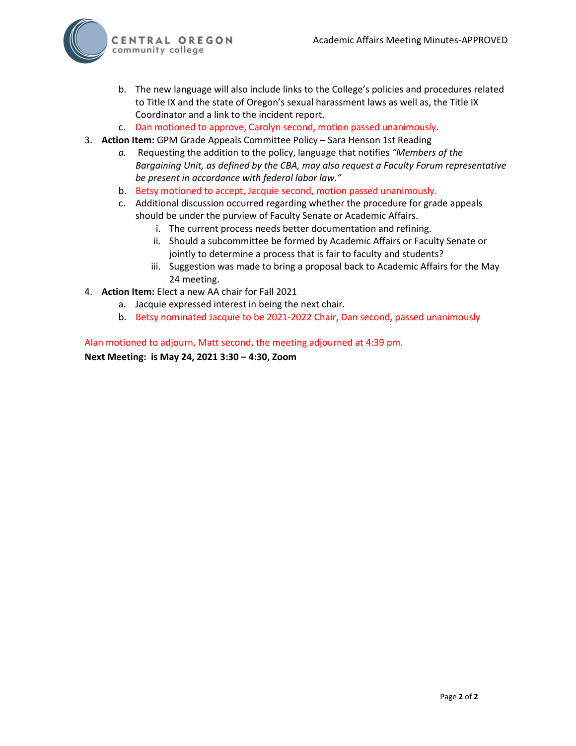b. The new language will also include links to the College's policies and procedures related to Title IX and the state of Oregon's sexual harassment laws as well as, the Title IX Coordinator and a link to the incident report.
   c. Dan motioned to approve, Carolyn second, motion passed unanimously.

3. **Action Item:** GPM Grade Appeals Committee Policy – Sara Henson 1st Reading
   a. Requesting the addition to the policy, language that notifies *"Members of the Bargaining Unit, as defined by the CBA, may also request a Faculty Forum representative be present in accordance with federal labor law."*
   b. Betsy motioned to accept, Jacquie second, motion passed unanimously.
   c. Additional discussion occurred regarding whether the procedure for grade appeals should be under the purview of Faculty Senate or Academic Affairs.
      i. The current process needs better documentation and refining.
      ii. Should a subcommittee be formed by Academic Affairs or Faculty Senate or jointly to determine a process that is fair to faculty and students?
      iii. Suggestion was made to bring a proposal back to Academic Affairs for the May 24 meeting.

4. **Action Item:** Elect a new AA chair for Fall 2021
   a. Jacquie expressed interest in being the next chair.
   b. Betsy nominated Jacquie to be 2021-2022 Chair, Dan second, passed unanimously

Alan motioned to adjourn, Matt second, the meeting adjourned at 4:39 pm.

**Next Meeting: is May 24, 2021 3:30 – 4:30, Zoom**